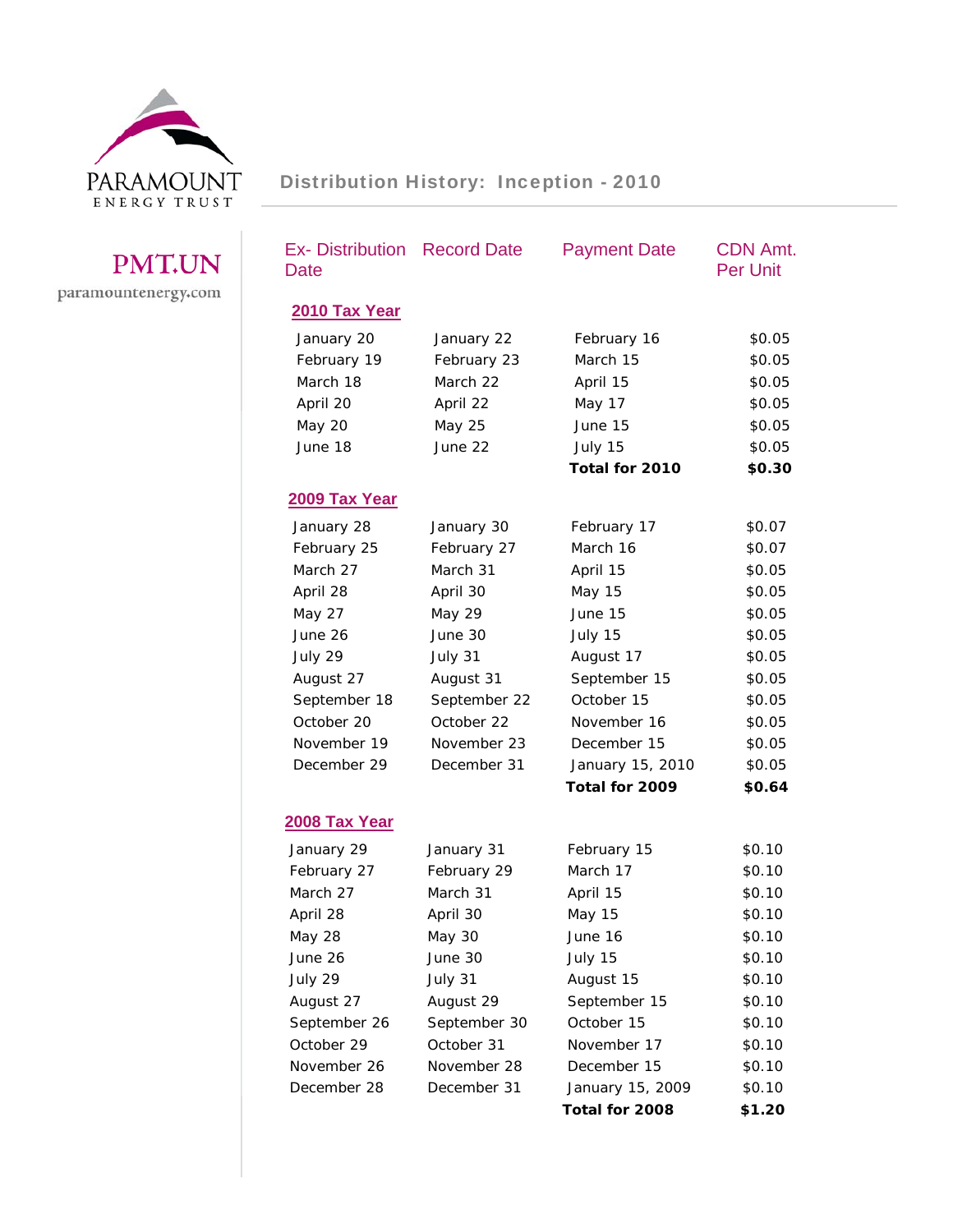PARAMOUNT ENERGY TRUST

**PMT.UN**

paramountenergy.com

## Distribution History: Inception - 2010

| Ex- Distribution Date | Record Date | Payment Date | CDN Amt. Per Unit |
|---|---|---|---|
| **2010 Tax Year** | | | |
| January 20 | January 22 | February 16 | $0.05 |
| February 19 | February 23 | March 15 | $0.05 |
| March 18 | March 22 | April 15 | $0.05 |
| April 20 | April 22 | May 17 | $0.05 |
| May 20 | May 25 | June 15 | $0.05 |
| June 18 | June 22 | July 15 | $0.05 |
| | | **Total for 2010** | **$0.30** |
| **2009 Tax Year** | | | |
| January 28 | January 30 | February 17 | $0.07 |
| February 25 | February 27 | March 16 | $0.07 |
| March 27 | March 31 | April 15 | $0.05 |
| April 28 | April 30 | May 15 | $0.05 |
| May 27 | May 29 | June 15 | $0.05 |
| June 26 | June 30 | July 15 | $0.05 |
| July 29 | July 31 | August 17 | $0.05 |
| August 27 | August 31 | September 15 | $0.05 |
| September 18 | September 22 | October 15 | $0.05 |
| October 20 | October 22 | November 16 | $0.05 |
| November 19 | November 23 | December 15 | $0.05 |
| December 29 | December 31 | January 15, 2010 | $0.05 |
| | | **Total for 2009** | **$0.64** |
| **2008 Tax Year** | | | |
| January 29 | January 31 | February 15 | $0.10 |
| February 27 | February 29 | March 17 | $0.10 |
| March 27 | March 31 | April 15 | $0.10 |
| April 28 | April 30 | May 15 | $0.10 |
| May 28 | May 30 | June 16 | $0.10 |
| June 26 | June 30 | July 15 | $0.10 |
| July 29 | July 31 | August 15 | $0.10 |
| August 27 | August 29 | September 15 | $0.10 |
| September 26 | September 30 | October 15 | $0.10 |
| October 29 | October 31 | November 17 | $0.10 |
| November 26 | November 28 | December 15 | $0.10 |
| December 28 | December 31 | January 15, 2009 | $0.10 |
| | | **Total for 2008** | **$1.20** |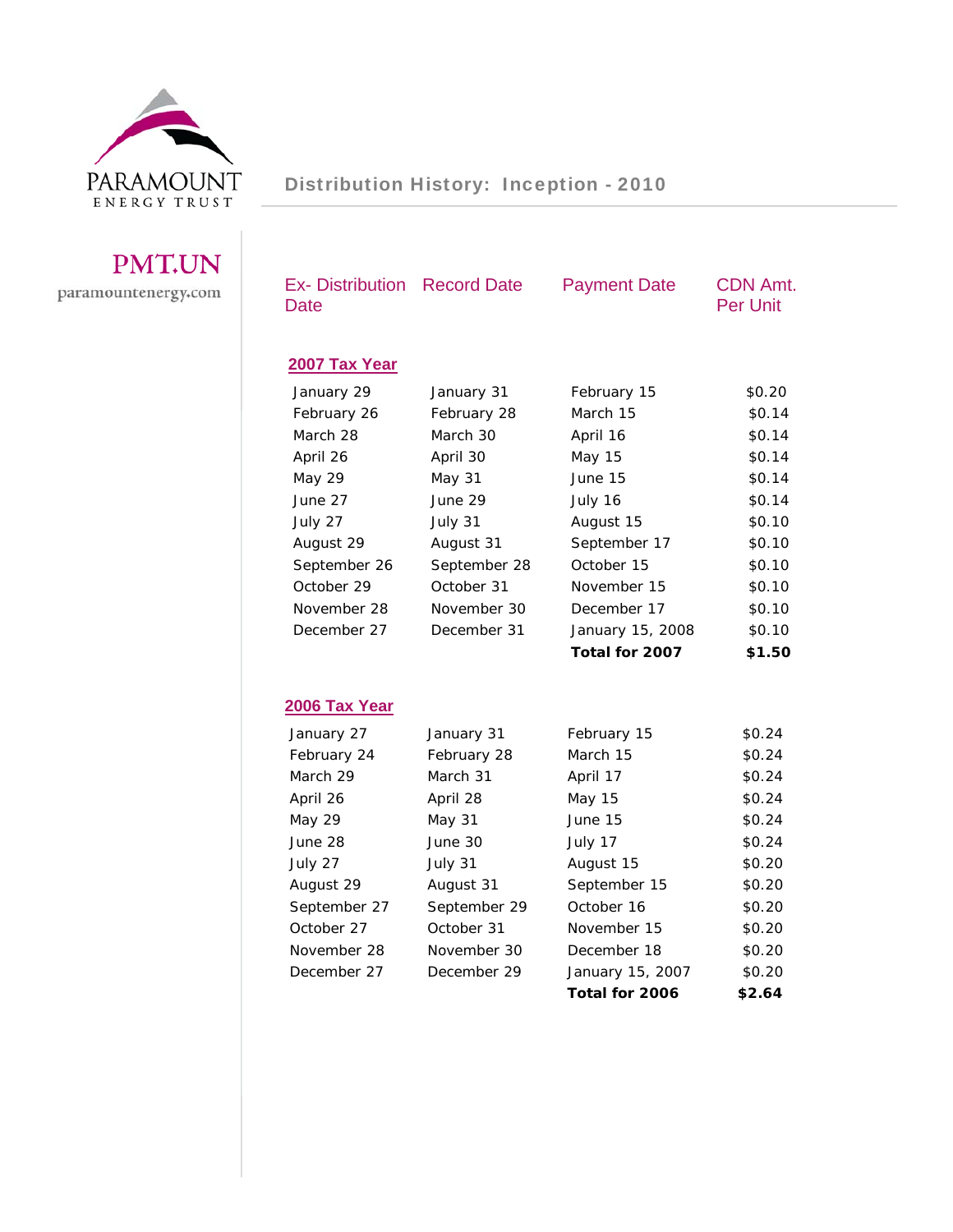PARAMOUNT ENERGY TRUST

**PMT.UN**

paramountenergy.com

# Distribution History: Inception - 2010

| Ex- Distribution Date | Record Date | Payment Date | CDN Amt. Per Unit |
|---|---|---|---|
| **2007 Tax Year** | | | |
| January 29 | January 31 | February 15 | $0.20 |
| February 26 | February 28 | March 15 | $0.14 |
| March 28 | March 30 | April 16 | $0.14 |
| April 26 | April 30 | May 15 | $0.14 |
| May 29 | May 31 | June 15 | $0.14 |
| June 27 | June 29 | July 16 | $0.14 |
| July 27 | July 31 | August 15 | $0.10 |
| August 29 | August 31 | September 17 | $0.10 |
| September 26 | September 28 | October 15 | $0.10 |
| October 29 | October 31 | November 15 | $0.10 |
| November 28 | November 30 | December 17 | $0.10 |
| December 27 | December 31 | January 15, 2008 | $0.10 |
| | | **Total for 2007** | **$1.50** |
| **2006 Tax Year** | | | |
| January 27 | January 31 | February 15 | $0.24 |
| February 24 | February 28 | March 15 | $0.24 |
| March 29 | March 31 | April 17 | $0.24 |
| April 26 | April 28 | May 15 | $0.24 |
| May 29 | May 31 | June 15 | $0.24 |
| June 28 | June 30 | July 17 | $0.24 |
| July 27 | July 31 | August 15 | $0.20 |
| August 29 | August 31 | September 15 | $0.20 |
| September 27 | September 29 | October 16 | $0.20 |
| October 27 | October 31 | November 15 | $0.20 |
| November 28 | November 30 | December 18 | $0.20 |
| December 27 | December 29 | January 15, 2007 | $0.20 |
| | | **Total for 2006** | **$2.64** |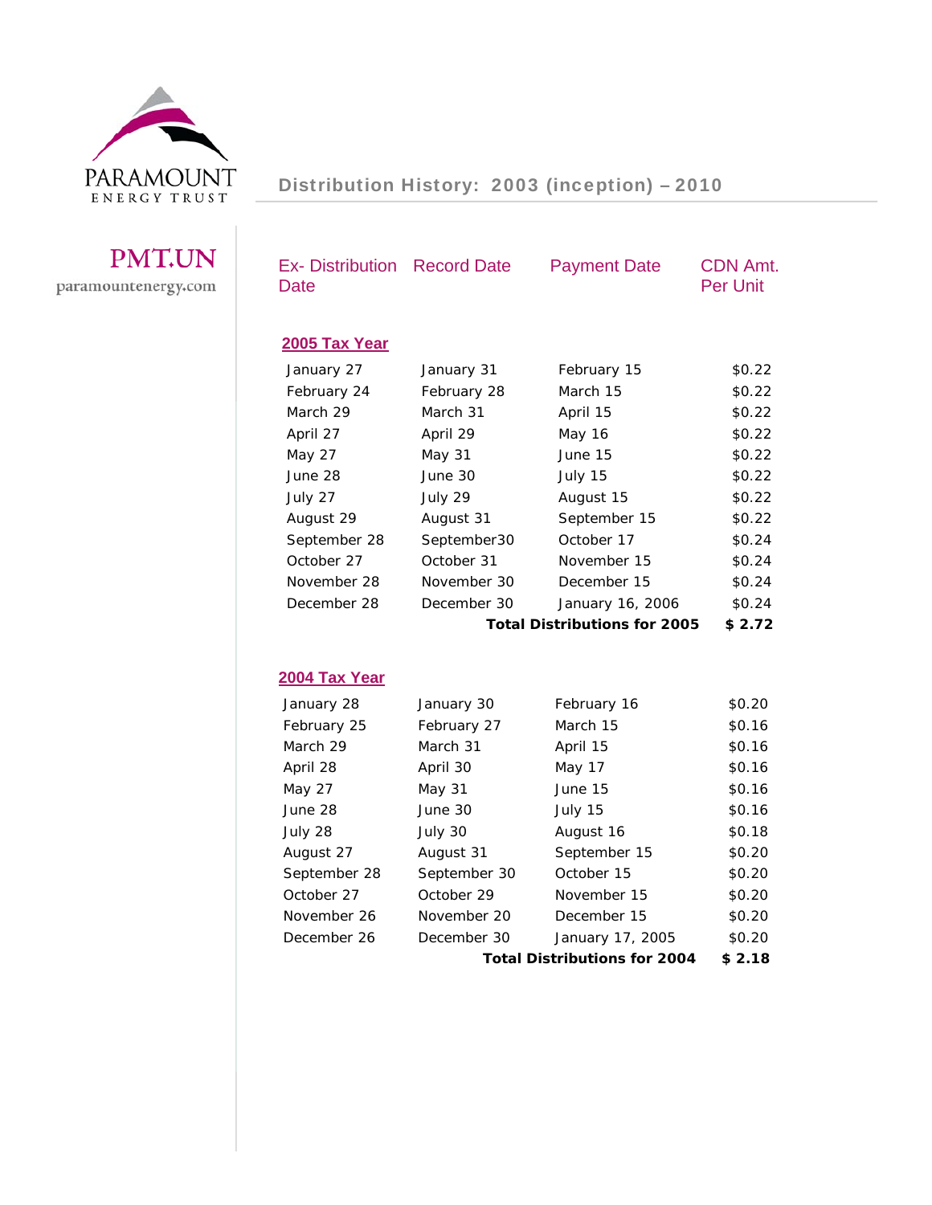PARAMOUNT ENERGY TRUST

PMT.UN

paramountenergy.com

## Distribution History: 2003 (inception) – 2010

| Ex- Distribution Date | Record Date | Payment Date | CDN Amt. Per Unit |
|---|---|---|---|
| **2005 Tax Year** | | | |
| January 27 | January 31 | February 15 | $0.22 |
| February 24 | February 28 | March 15 | $0.22 |
| March 29 | March 31 | April 15 | $0.22 |
| April 27 | April 29 | May 16 | $0.22 |
| May 27 | May 31 | June 15 | $0.22 |
| June 28 | June 30 | July 15 | $0.22 |
| July 27 | July 29 | August 15 | $0.22 |
| August 29 | August 31 | September 15 | $0.22 |
| September 28 | September30 | October 17 | $0.24 |
| October 27 | October 31 | November 15 | $0.24 |
| November 28 | November 30 | December 15 | $0.24 |
| December 28 | December 30 | January 16, 2006 | $0.24 |
| | | **Total Distributions for 2005** | **$ 2.72** |
| **2004 Tax Year** | | | |
| January 28 | January 30 | February 16 | $0.20 |
| February 25 | February 27 | March 15 | $0.16 |
| March 29 | March 31 | April 15 | $0.16 |
| April 28 | April 30 | May 17 | $0.16 |
| May 27 | May 31 | June 15 | $0.16 |
| June 28 | June 30 | July 15 | $0.16 |
| July 28 | July 30 | August 16 | $0.18 |
| August 27 | August 31 | September 15 | $0.20 |
| September 28 | September 30 | October 15 | $0.20 |
| October 27 | October 29 | November 15 | $0.20 |
| November 26 | November 20 | December 15 | $0.20 |
| December 26 | December 30 | January 17, 2005 | $0.20 |
| | | **Total Distributions for 2004** | **$ 2.18** |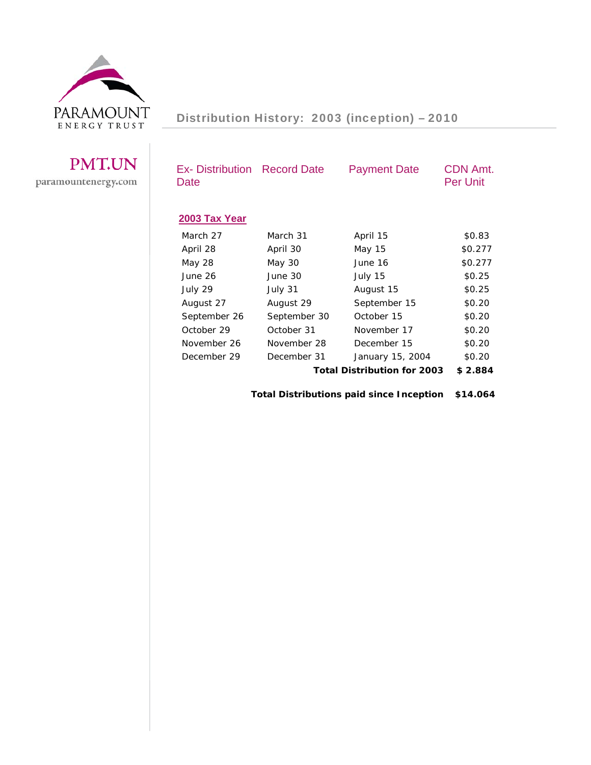PARAMOUNT
ENERGY TRUST

**PMT.UN**
paramountenergy.com

## Distribution History: 2003 (inception) – 2010

| Ex- Distribution Date | Record Date | Payment Date | CDN Amt. Per Unit |
|---|---|---|---|
| **2003 Tax Year** | | | |
| March 27 | March 31 | April 15 | $0.83 |
| April 28 | April 30 | May 15 | $0.277 |
| May 28 | May 30 | June 16 | $0.277 |
| June 26 | June 30 | July 15 | $0.25 |
| July 29 | July 31 | August 15 | $0.25 |
| August 27 | August 29 | September 15 | $0.20 |
| September 26 | September 30 | October 15 | $0.20 |
| October 29 | October 31 | November 17 | $0.20 |
| November 26 | November 28 | December 15 | $0.20 |
| December 29 | December 31 | January 15, 2004 | $0.20 |
| | | **Total Distribution for 2003** | **$ 2.884** |

**Total Distributions paid since Inception $14.064**